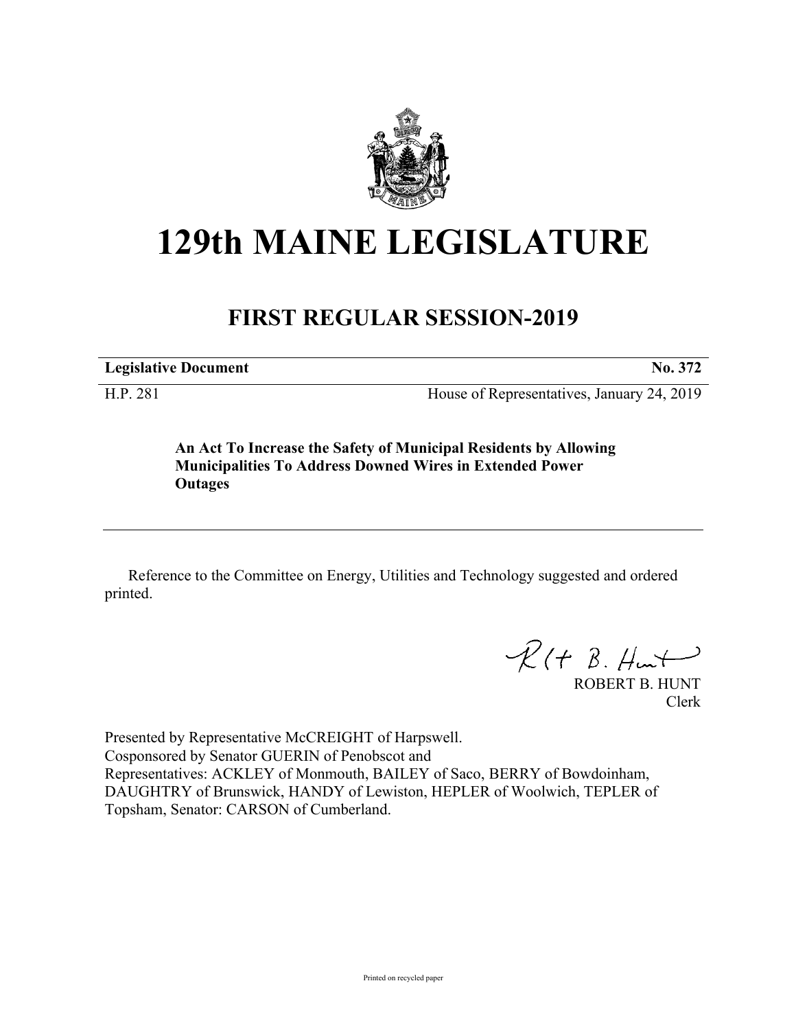# 129th MAINE LEGISLATURE

## FIRST REGULAR SESSION-2019

**Legislative Document** **No. 372**

H.P. 281 House of Representatives, January 24, 2019

**An Act To Increase the Safety of Municipal Residents by Allowing Municipalities To Address Downed Wires in Extended Power Outages**

---

Reference to the Committee on Energy, Utilities and Technology suggested and ordered printed.

ROBERT B. HUNT
Clerk

Presented by Representative McCREIGHT of Harpswell.
Cosponsored by Senator GUERIN of Penobscot and
Representatives: ACKLEY of Monmouth, BAILEY of Saco, BERRY of Bowdoinham, DAUGHTRY of Brunswick, HANDY of Lewiston, HEPLER of Woolwich, TEPLER of Topsham, Senator: CARSON of Cumberland.

Printed on recycled paper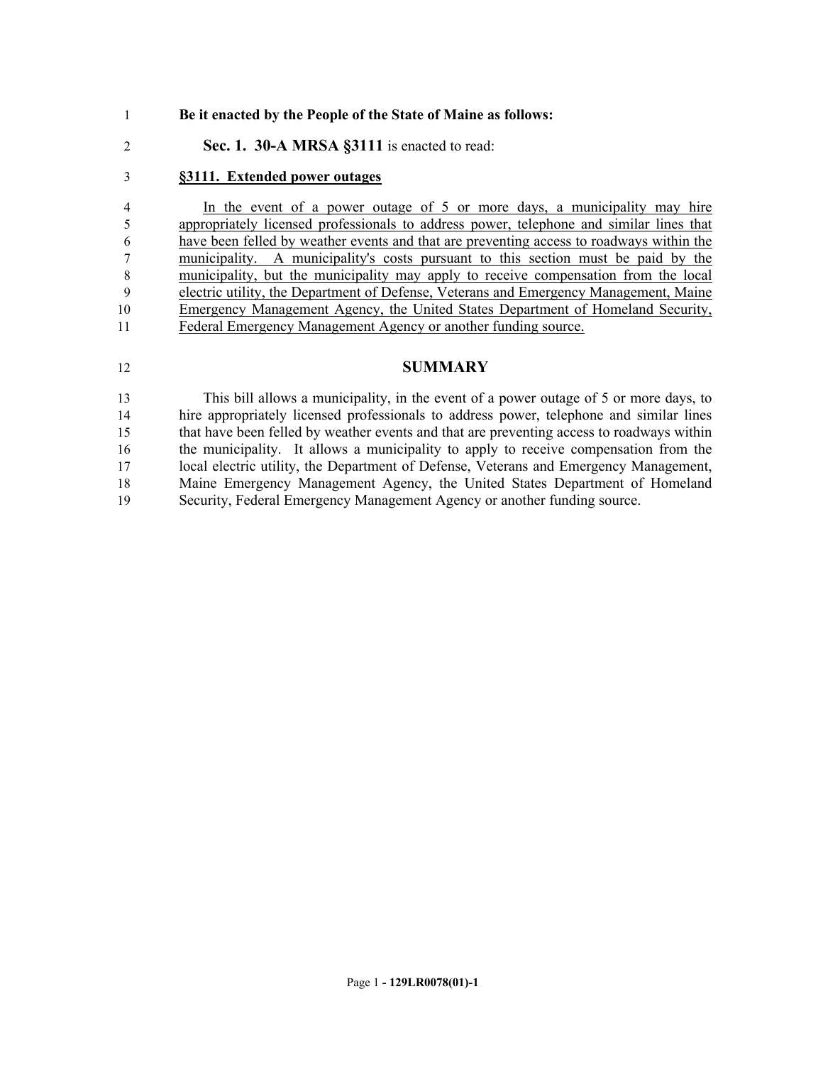**Be it enacted by the People of the State of Maine as follows:**

**Sec. 1. 30-A MRSA §3111** is enacted to read:

**§3111. Extended power outages**

In the event of a power outage of 5 or more days, a municipality may hire appropriately licensed professionals to address power, telephone and similar lines that have been felled by weather events and that are preventing access to roadways within the municipality. A municipality's costs pursuant to this section must be paid by the municipality, but the municipality may apply to receive compensation from the local electric utility, the Department of Defense, Veterans and Emergency Management, Maine Emergency Management Agency, the United States Department of Homeland Security, Federal Emergency Management Agency or another funding source.

## SUMMARY

This bill allows a municipality, in the event of a power outage of 5 or more days, to hire appropriately licensed professionals to address power, telephone and similar lines that have been felled by weather events and that are preventing access to roadways within the municipality. It allows a municipality to apply to receive compensation from the local electric utility, the Department of Defense, Veterans and Emergency Management, Maine Emergency Management Agency, the United States Department of Homeland Security, Federal Emergency Management Agency or another funding source.